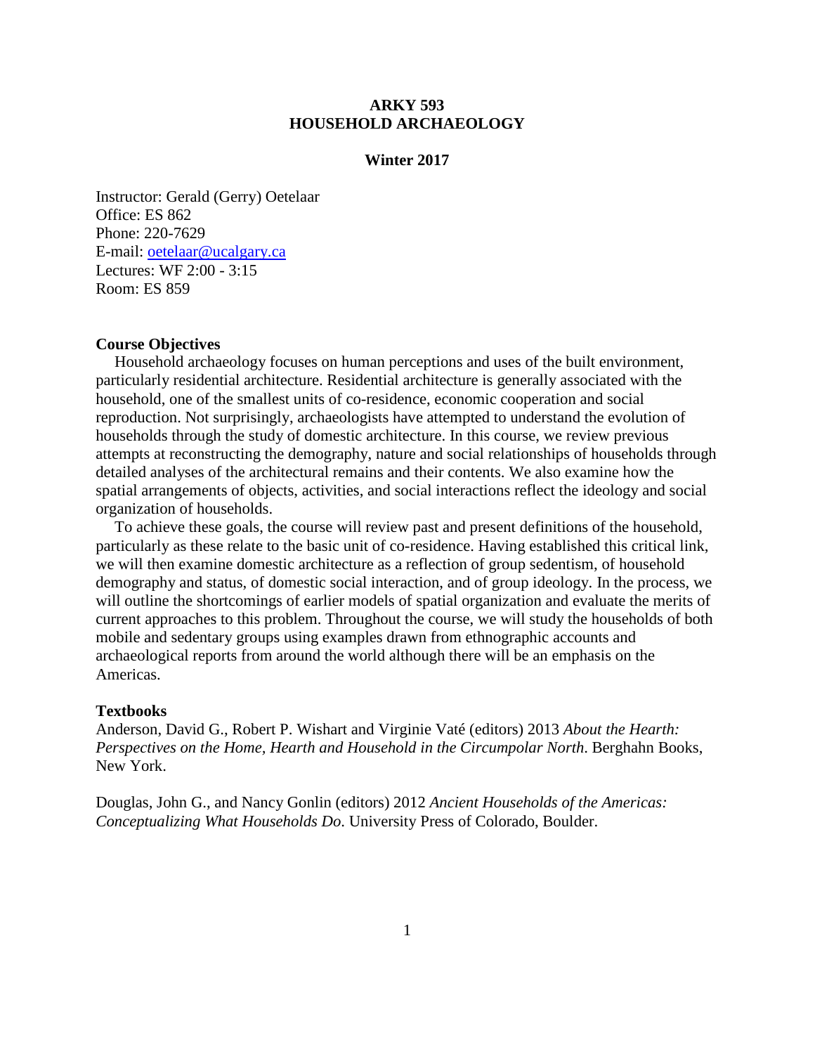# ARKY 593
# HOUSEHOLD ARCHAEOLOGY

**Winter 2017**

Instructor: Gerald (Gerry) Oetelaar
Office: ES 862
Phone: 220-7629
E-mail: [oetelaar@ucalgary.ca](mailto:oetelaar@ucalgary.ca)
Lectures: WF 2:00 - 3:15
Room: ES 859

## Course Objectives

Household archaeology focuses on human perceptions and uses of the built environment, particularly residential architecture. Residential architecture is generally associated with the household, one of the smallest units of co-residence, economic cooperation and social reproduction. Not surprisingly, archaeologists have attempted to understand the evolution of households through the study of domestic architecture. In this course, we review previous attempts at reconstructing the demography, nature and social relationships of households through detailed analyses of the architectural remains and their contents. We also examine how the spatial arrangements of objects, activities, and social interactions reflect the ideology and social organization of households.

To achieve these goals, the course will review past and present definitions of the household, particularly as these relate to the basic unit of co-residence. Having established this critical link, we will then examine domestic architecture as a reflection of group sedentism, of household demography and status, of domestic social interaction, and of group ideology. In the process, we will outline the shortcomings of earlier models of spatial organization and evaluate the merits of current approaches to this problem. Throughout the course, we will study the households of both mobile and sedentary groups using examples drawn from ethnographic accounts and archaeological reports from around the world although there will be an emphasis on the Americas.

## Textbooks

Anderson, David G., Robert P. Wishart and Virginie Vaté (editors) 2013 *About the Hearth: Perspectives on the Home, Hearth and Household in the Circumpolar North*. Berghahn Books, New York.

Douglas, John G., and Nancy Gonlin (editors) 2012 *Ancient Households of the Americas: Conceptualizing What Households Do*. University Press of Colorado, Boulder.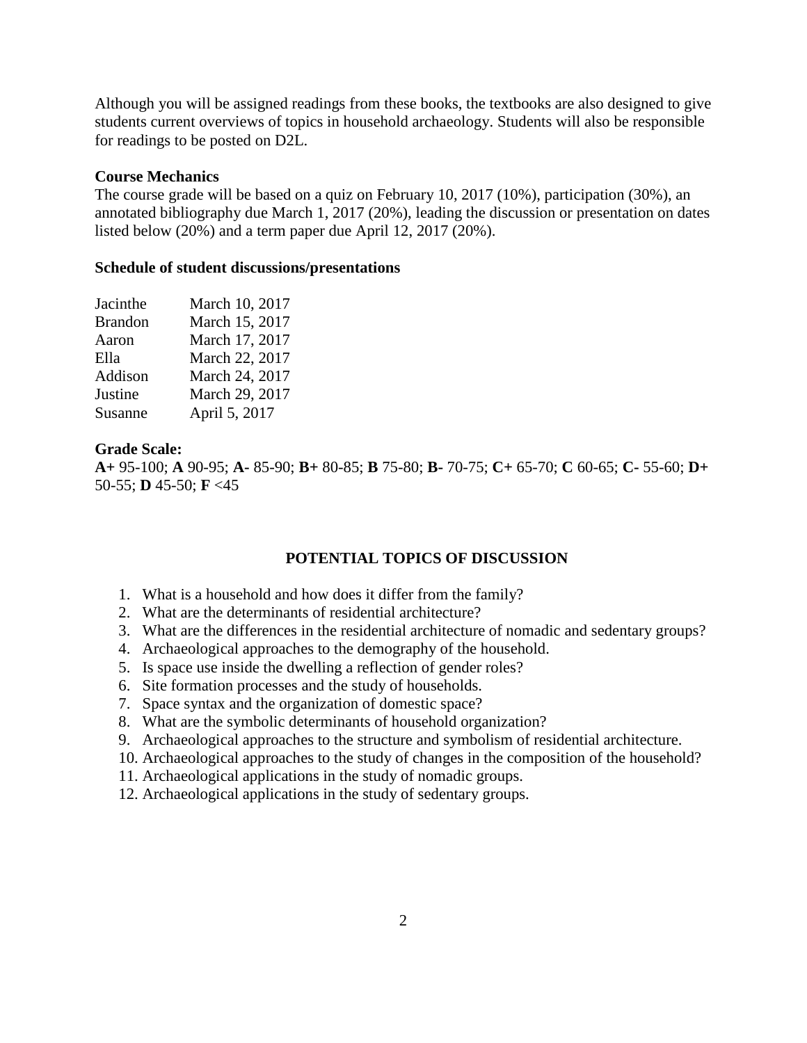Although you will be assigned readings from these books, the textbooks are also designed to give students current overviews of topics in household archaeology. Students will also be responsible for readings to be posted on D2L.

**Course Mechanics**

The course grade will be based on a quiz on February 10, 2017 (10%), participation (30%), an annotated bibliography due March 1, 2017 (20%), leading the discussion or presentation on dates listed below (20%) and a term paper due April 12, 2017 (20%).

**Schedule of student discussions/presentations**

| | |
|---|---|
| Jacinthe | March 10, 2017 |
| Brandon | March 15, 2017 |
| Aaron | March 17, 2017 |
| Ella | March 22, 2017 |
| Addison | March 24, 2017 |
| Justine | March 29, 2017 |
| Susanne | April 5, 2017 |

**Grade Scale:**

**A+** 95-100; **A** 90-95; **A-** 85-90; **B+** 80-85; **B** 75-80; **B-** 70-75; **C+** 65-70; **C** 60-65; **C-** 55-60; **D+** 50-55; **D** 45-50; **F** <45

## POTENTIAL TOPICS OF DISCUSSION

1. What is a household and how does it differ from the family?
2. What are the determinants of residential architecture?
3. What are the differences in the residential architecture of nomadic and sedentary groups?
4. Archaeological approaches to the demography of the household.
5. Is space use inside the dwelling a reflection of gender roles?
6. Site formation processes and the study of households.
7. Space syntax and the organization of domestic space?
8. What are the symbolic determinants of household organization?
9. Archaeological approaches to the structure and symbolism of residential architecture.
10. Archaeological approaches to the study of changes in the composition of the household?
11. Archaeological applications in the study of nomadic groups.
12. Archaeological applications in the study of sedentary groups.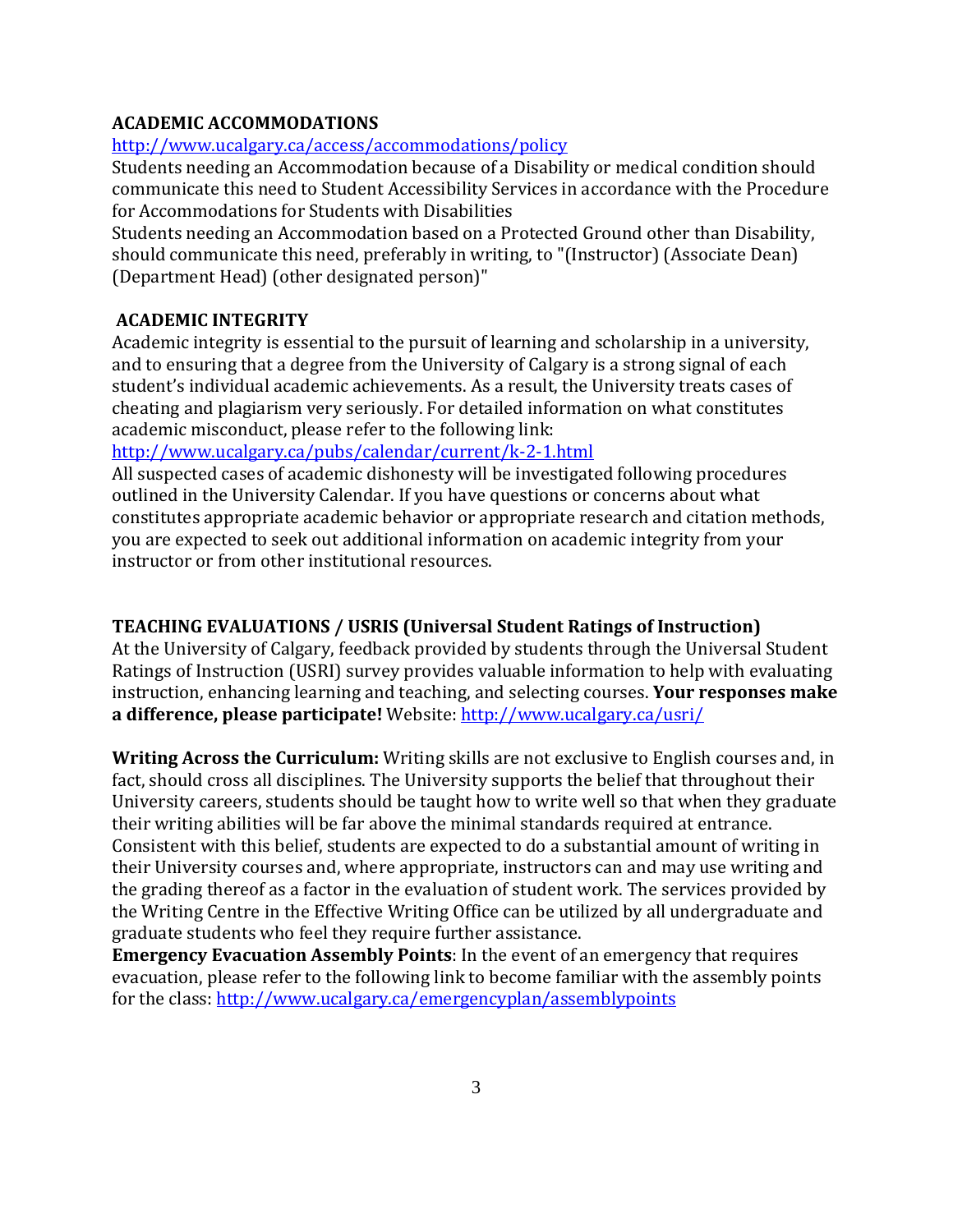**ACADEMIC ACCOMMODATIONS**

http://www.ucalgary.ca/access/accommodations/policy

Students needing an Accommodation because of a Disability or medical condition should communicate this need to Student Accessibility Services in accordance with the Procedure for Accommodations for Students with Disabilities

Students needing an Accommodation based on a Protected Ground other than Disability, should communicate this need, preferably in writing, to "(Instructor) (Associate Dean) (Department Head) (other designated person)"

**ACADEMIC INTEGRITY**

Academic integrity is essential to the pursuit of learning and scholarship in a university, and to ensuring that a degree from the University of Calgary is a strong signal of each student's individual academic achievements. As a result, the University treats cases of cheating and plagiarism very seriously. For detailed information on what constitutes academic misconduct, please refer to the following link:

http://www.ucalgary.ca/pubs/calendar/current/k-2-1.html

All suspected cases of academic dishonesty will be investigated following procedures outlined in the University Calendar. If you have questions or concerns about what constitutes appropriate academic behavior or appropriate research and citation methods, you are expected to seek out additional information on academic integrity from your instructor or from other institutional resources.

**TEACHING EVALUATIONS / USRIS (Universal Student Ratings of Instruction)**

At the University of Calgary, feedback provided by students through the Universal Student Ratings of Instruction (USRI) survey provides valuable information to help with evaluating instruction, enhancing learning and teaching, and selecting courses. **Your responses make a difference, please participate!** Website: http://www.ucalgary.ca/usri/

**Writing Across the Curriculum:** Writing skills are not exclusive to English courses and, in fact, should cross all disciplines. The University supports the belief that throughout their University careers, students should be taught how to write well so that when they graduate their writing abilities will be far above the minimal standards required at entrance. Consistent with this belief, students are expected to do a substantial amount of writing in their University courses and, where appropriate, instructors can and may use writing and the grading thereof as a factor in the evaluation of student work. The services provided by the Writing Centre in the Effective Writing Office can be utilized by all undergraduate and graduate students who feel they require further assistance.

**Emergency Evacuation Assembly Points**: In the event of an emergency that requires evacuation, please refer to the following link to become familiar with the assembly points for the class: http://www.ucalgary.ca/emergencyplan/assemblypoints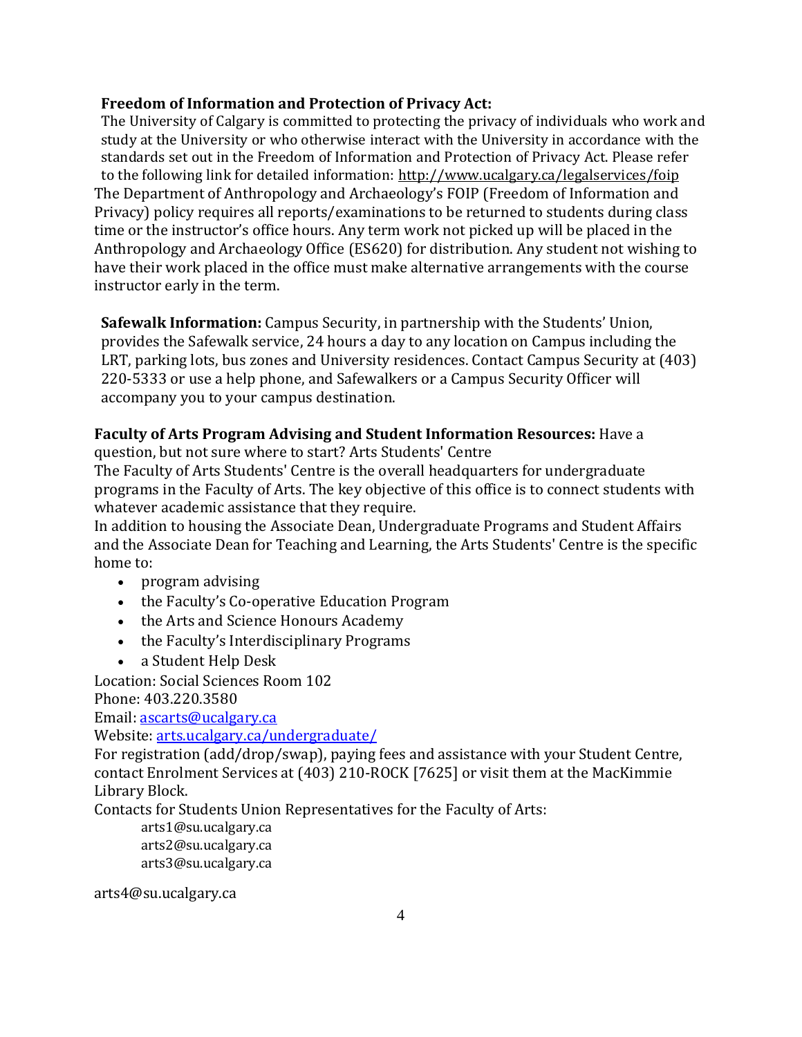**Freedom of Information and Protection of Privacy Act:**
The University of Calgary is committed to protecting the privacy of individuals who work and study at the University or who otherwise interact with the University in accordance with the standards set out in the Freedom of Information and Protection of Privacy Act. Please refer to the following link for detailed information: http://www.ucalgary.ca/legalservices/foip

The Department of Anthropology and Archaeology's FOIP (Freedom of Information and Privacy) policy requires all reports/examinations to be returned to students during class time or the instructor's office hours. Any term work not picked up will be placed in the Anthropology and Archaeology Office (ES620) for distribution. Any student not wishing to have their work placed in the office must make alternative arrangements with the course instructor early in the term.

**Safewalk Information:** Campus Security, in partnership with the Students' Union, provides the Safewalk service, 24 hours a day to any location on Campus including the LRT, parking lots, bus zones and University residences. Contact Campus Security at (403) 220-5333 or use a help phone, and Safewalkers or a Campus Security Officer will accompany you to your campus destination.

**Faculty of Arts Program Advising and Student Information Resources:** Have a question, but not sure where to start? Arts Students' Centre

The Faculty of Arts Students' Centre is the overall headquarters for undergraduate programs in the Faculty of Arts. The key objective of this office is to connect students with whatever academic assistance that they require.

In addition to housing the Associate Dean, Undergraduate Programs and Student Affairs and the Associate Dean for Teaching and Learning, the Arts Students' Centre is the specific home to:

- program advising
- the Faculty's Co-operative Education Program
- the Arts and Science Honours Academy
- the Faculty's Interdisciplinary Programs
- a Student Help Desk

Location: Social Sciences Room 102
Phone: 403.220.3580
Email: ascarts@ucalgary.ca
Website: arts.ucalgary.ca/undergraduate/

For registration (add/drop/swap), paying fees and assistance with your Student Centre, contact Enrolment Services at (403) 210-ROCK [7625] or visit them at the MacKimmie Library Block.

Contacts for Students Union Representatives for the Faculty of Arts:

arts1@su.ucalgary.ca
arts2@su.ucalgary.ca
arts3@su.ucalgary.ca

arts4@su.ucalgary.ca